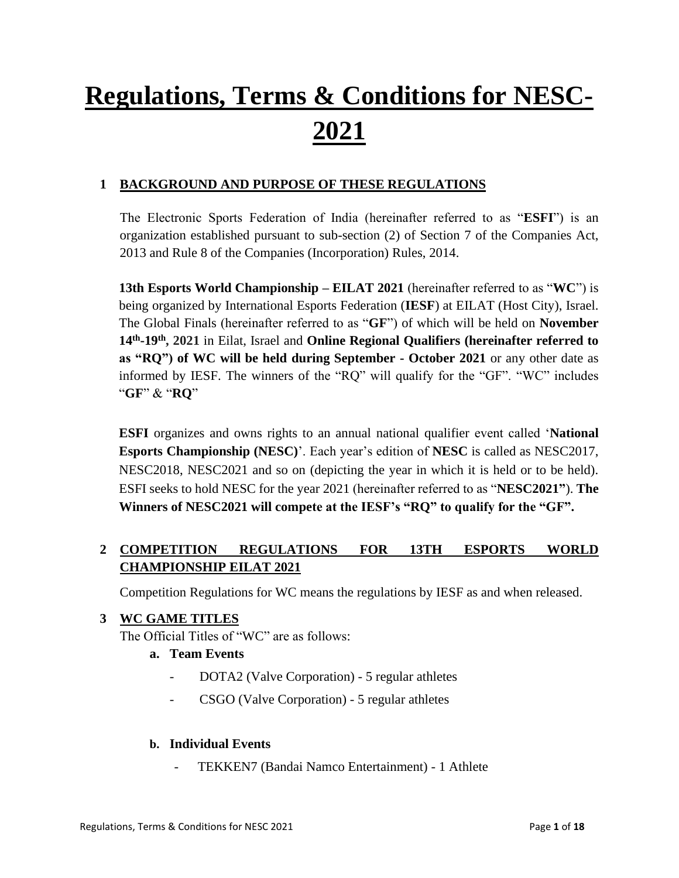# Regulations, Terms & Conditions for NESC-2021

## 1 BACKGROUND AND PURPOSE OF THESE REGULATIONS

The Electronic Sports Federation of India (hereinafter referred to as "**ESFI**") is an organization established pursuant to sub-section (2) of Section 7 of the Companies Act, 2013 and Rule 8 of the Companies (Incorporation) Rules, 2014.

**13th Esports World Championship – EILAT 2021** (hereinafter referred to as "**WC**") is being organized by International Esports Federation (**IESF**) at EILAT (Host City), Israel. The Global Finals (hereinafter referred to as "**GF**") of which will be held on **November 14th-19th, 2021** in Eilat, Israel and **Online Regional Qualifiers (hereinafter referred to as "RQ") of WC will be held during September - October 2021** or any other date as informed by IESF. The winners of the "RQ" will qualify for the "GF". "WC" includes "**GF**" & "**RQ**"

**ESFI** organizes and owns rights to an annual national qualifier event called '**National Esports Championship (NESC)**'. Each year's edition of **NESC** is called as NESC2017, NESC2018, NESC2021 and so on (depicting the year in which it is held or to be held). ESFI seeks to hold NESC for the year 2021 (hereinafter referred to as "**NESC2021"**). **The Winners of NESC2021 will compete at the IESF's "RQ" to qualify for the "GF".**

## 2 COMPETITION REGULATIONS FOR 13TH ESPORTS WORLD CHAMPIONSHIP EILAT 2021

Competition Regulations for WC means the regulations by IESF as and when released.

## 3 WC GAME TITLES

The Official Titles of "WC" are as follows:

**a. Team Events**

- DOTA2 (Valve Corporation) - 5 regular athletes
- CSGO (Valve Corporation) - 5 regular athletes

**b. Individual Events**

- TEKKEN7 (Bandai Namco Entertainment) - 1 Athlete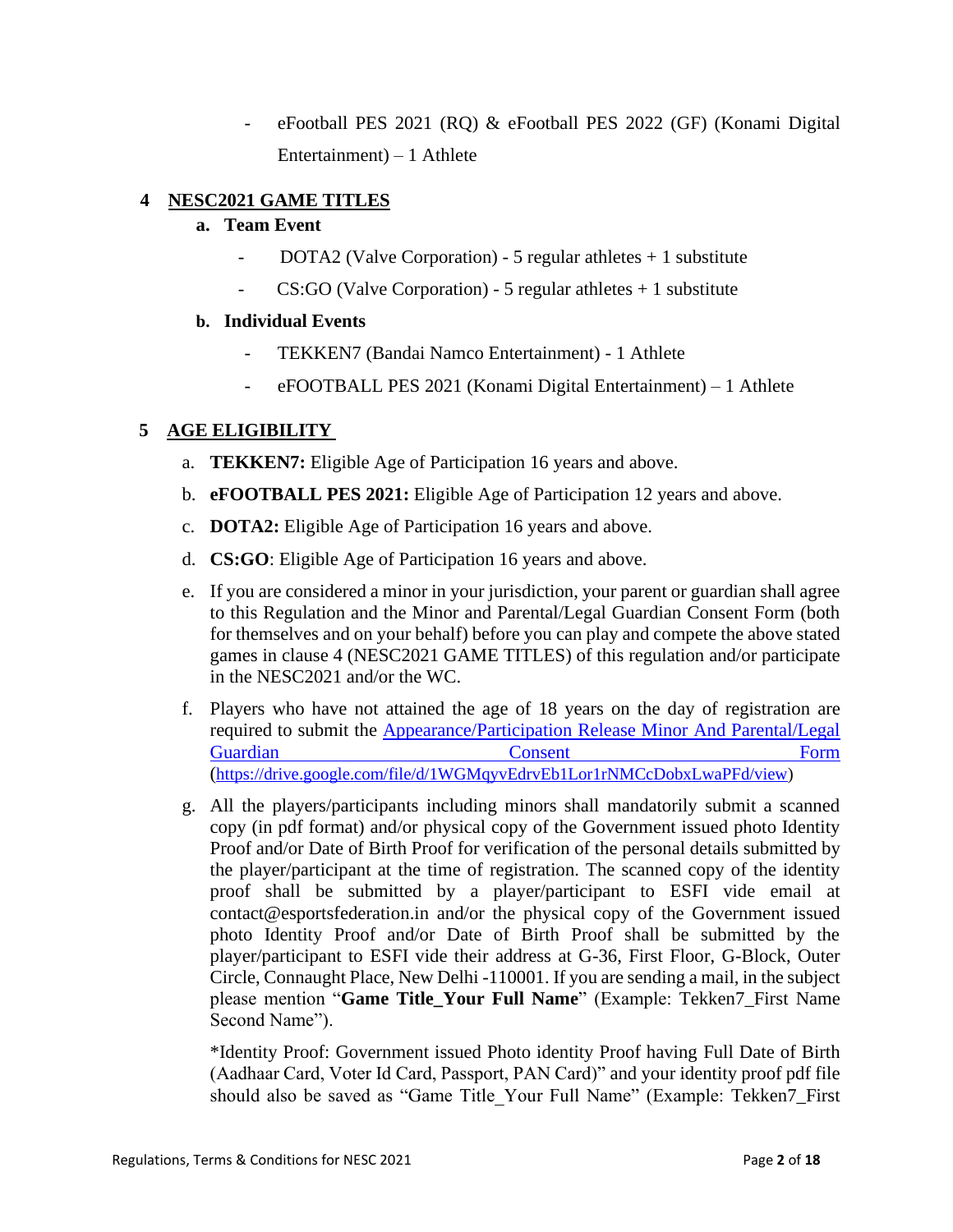- eFootball PES 2021 (RQ) & eFootball PES 2022 (GF) (Konami Digital Entertainment) – 1 Athlete

## 4 NESC2021 GAME TITLES

### a. Team Event

- DOTA2 (Valve Corporation) - 5 regular athletes + 1 substitute
- CS:GO (Valve Corporation) - 5 regular athletes + 1 substitute

### b. Individual Events

- TEKKEN7 (Bandai Namco Entertainment) - 1 Athlete
- eFOOTBALL PES 2021 (Konami Digital Entertainment) – 1 Athlete

## 5 AGE ELIGIBILITY

a. **TEKKEN7:** Eligible Age of Participation 16 years and above.

b. **eFOOTBALL PES 2021:** Eligible Age of Participation 12 years and above.

c. **DOTA2:** Eligible Age of Participation 16 years and above.

d. **CS:GO**: Eligible Age of Participation 16 years and above.

e. If you are considered a minor in your jurisdiction, your parent or guardian shall agree to this Regulation and the Minor and Parental/Legal Guardian Consent Form (both for themselves and on your behalf) before you can play and compete the above stated games in clause 4 (NESC2021 GAME TITLES) of this regulation and/or participate in the NESC2021 and/or the WC.

f. Players who have not attained the age of 18 years on the day of registration are required to submit the [Appearance/Participation Release Minor And Parental/Legal Guardian Consent Form](https://drive.google.com/file/d/1WGMqyvEdrvEb1Lor1rNMCcDobxLwaPFd/view) (https://drive.google.com/file/d/1WGMqyvEdrvEb1Lor1rNMCcDobxLwaPFd/view)

g. All the players/participants including minors shall mandatorily submit a scanned copy (in pdf format) and/or physical copy of the Government issued photo Identity Proof and/or Date of Birth Proof for verification of the personal details submitted by the player/participant at the time of registration. The scanned copy of the identity proof shall be submitted by a player/participant to ESFI vide email at contact@esportsfederation.in and/or the physical copy of the Government issued photo Identity Proof and/or Date of Birth Proof shall be submitted by the player/participant to ESFI vide their address at G-36, First Floor, G-Block, Outer Circle, Connaught Place, New Delhi -110001. If you are sending a mail, in the subject please mention "**Game Title_Your Full Name**" (Example: Tekken7_First Name Second Name").

*Identity Proof: Government issued Photo identity Proof having Full Date of Birth (Aadhaar Card, Voter Id Card, Passport, PAN Card)" and your identity proof pdf file should also be saved as "Game Title_Your Full Name" (Example: Tekken7_First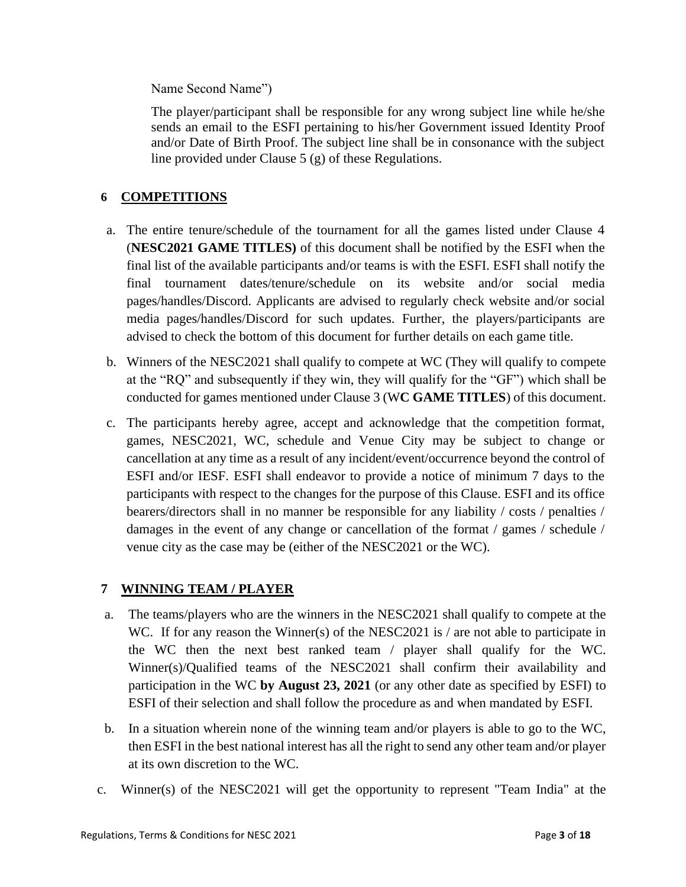Name Second Name")

The player/participant shall be responsible for any wrong subject line while he/she sends an email to the ESFI pertaining to his/her Government issued Identity Proof and/or Date of Birth Proof. The subject line shall be in consonance with the subject line provided under Clause 5 (g) of these Regulations.

## 6 COMPETITIONS

a. The entire tenure/schedule of the tournament for all the games listed under Clause 4 (**NESC2021 GAME TITLES)** of this document shall be notified by the ESFI when the final list of the available participants and/or teams is with the ESFI. ESFI shall notify the final tournament dates/tenure/schedule on its website and/or social media pages/handles/Discord. Applicants are advised to regularly check website and/or social media pages/handles/Discord for such updates. Further, the players/participants are advised to check the bottom of this document for further details on each game title.

b. Winners of the NESC2021 shall qualify to compete at WC (They will qualify to compete at the "RQ" and subsequently if they win, they will qualify for the "GF") which shall be conducted for games mentioned under Clause 3 (W**C GAME TITLES**) of this document.

c. The participants hereby agree, accept and acknowledge that the competition format, games, NESC2021, WC, schedule and Venue City may be subject to change or cancellation at any time as a result of any incident/event/occurrence beyond the control of ESFI and/or IESF. ESFI shall endeavor to provide a notice of minimum 7 days to the participants with respect to the changes for the purpose of this Clause. ESFI and its office bearers/directors shall in no manner be responsible for any liability / costs / penalties / damages in the event of any change or cancellation of the format / games / schedule / venue city as the case may be (either of the NESC2021 or the WC).

## 7 WINNING TEAM / PLAYER

a. The teams/players who are the winners in the NESC2021 shall qualify to compete at the WC. If for any reason the Winner(s) of the NESC2021 is / are not able to participate in the WC then the next best ranked team / player shall qualify for the WC. Winner(s)/Qualified teams of the NESC2021 shall confirm their availability and participation in the WC **by August 23, 2021** (or any other date as specified by ESFI) to ESFI of their selection and shall follow the procedure as and when mandated by ESFI.

b. In a situation wherein none of the winning team and/or players is able to go to the WC, then ESFI in the best national interest has all the right to send any other team and/or player at its own discretion to the WC.

c. Winner(s) of the NESC2021 will get the opportunity to represent "Team India" at the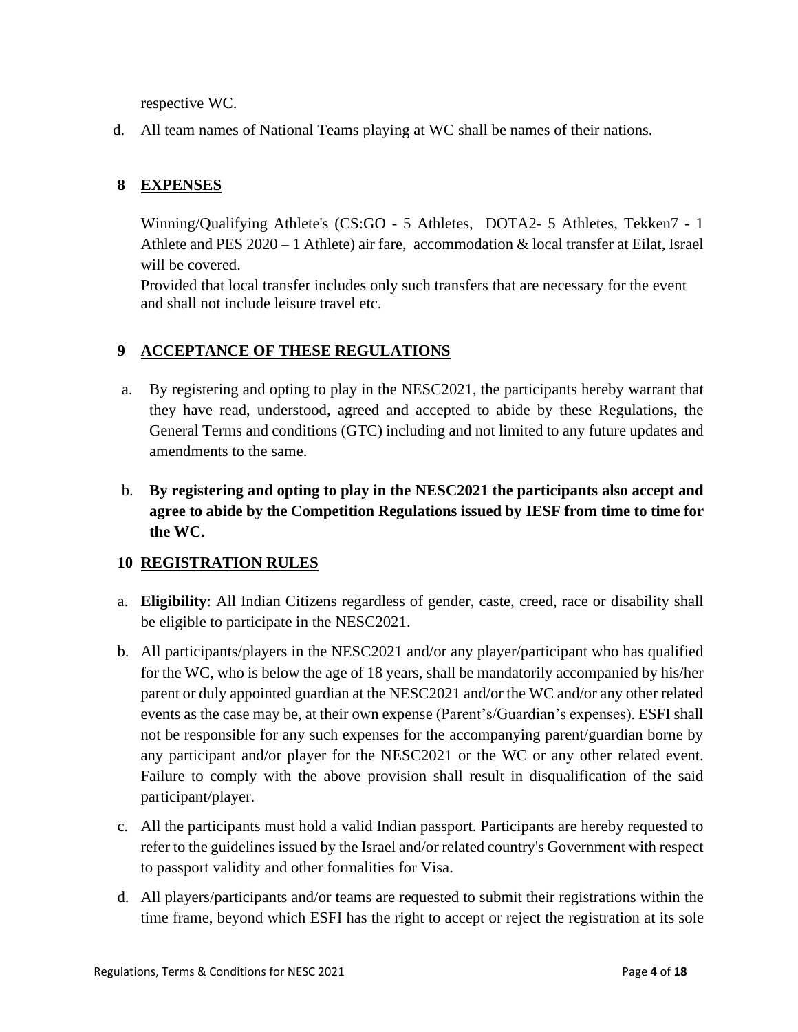respective WC.

d. All team names of National Teams playing at WC shall be names of their nations.

## 8 EXPENSES

Winning/Qualifying Athlete's (CS:GO - 5 Athletes, DOTA2- 5 Athletes, Tekken7 - 1 Athlete and PES 2020 – 1 Athlete) air fare, accommodation & local transfer at Eilat, Israel will be covered.

Provided that local transfer includes only such transfers that are necessary for the event and shall not include leisure travel etc.

## 9 ACCEPTANCE OF THESE REGULATIONS

a. By registering and opting to play in the NESC2021, the participants hereby warrant that they have read, understood, agreed and accepted to abide by these Regulations, the General Terms and conditions (GTC) including and not limited to any future updates and amendments to the same.

b. **By registering and opting to play in the NESC2021 the participants also accept and agree to abide by the Competition Regulations issued by IESF from time to time for the WC.**

## 10 REGISTRATION RULES

a. **Eligibility**: All Indian Citizens regardless of gender, caste, creed, race or disability shall be eligible to participate in the NESC2021.

b. All participants/players in the NESC2021 and/or any player/participant who has qualified for the WC, who is below the age of 18 years, shall be mandatorily accompanied by his/her parent or duly appointed guardian at the NESC2021 and/or the WC and/or any other related events as the case may be, at their own expense (Parent's/Guardian's expenses). ESFI shall not be responsible for any such expenses for the accompanying parent/guardian borne by any participant and/or player for the NESC2021 or the WC or any other related event. Failure to comply with the above provision shall result in disqualification of the said participant/player.

c. All the participants must hold a valid Indian passport. Participants are hereby requested to refer to the guidelines issued by the Israel and/or related country's Government with respect to passport validity and other formalities for Visa.

d. All players/participants and/or teams are requested to submit their registrations within the time frame, beyond which ESFI has the right to accept or reject the registration at its sole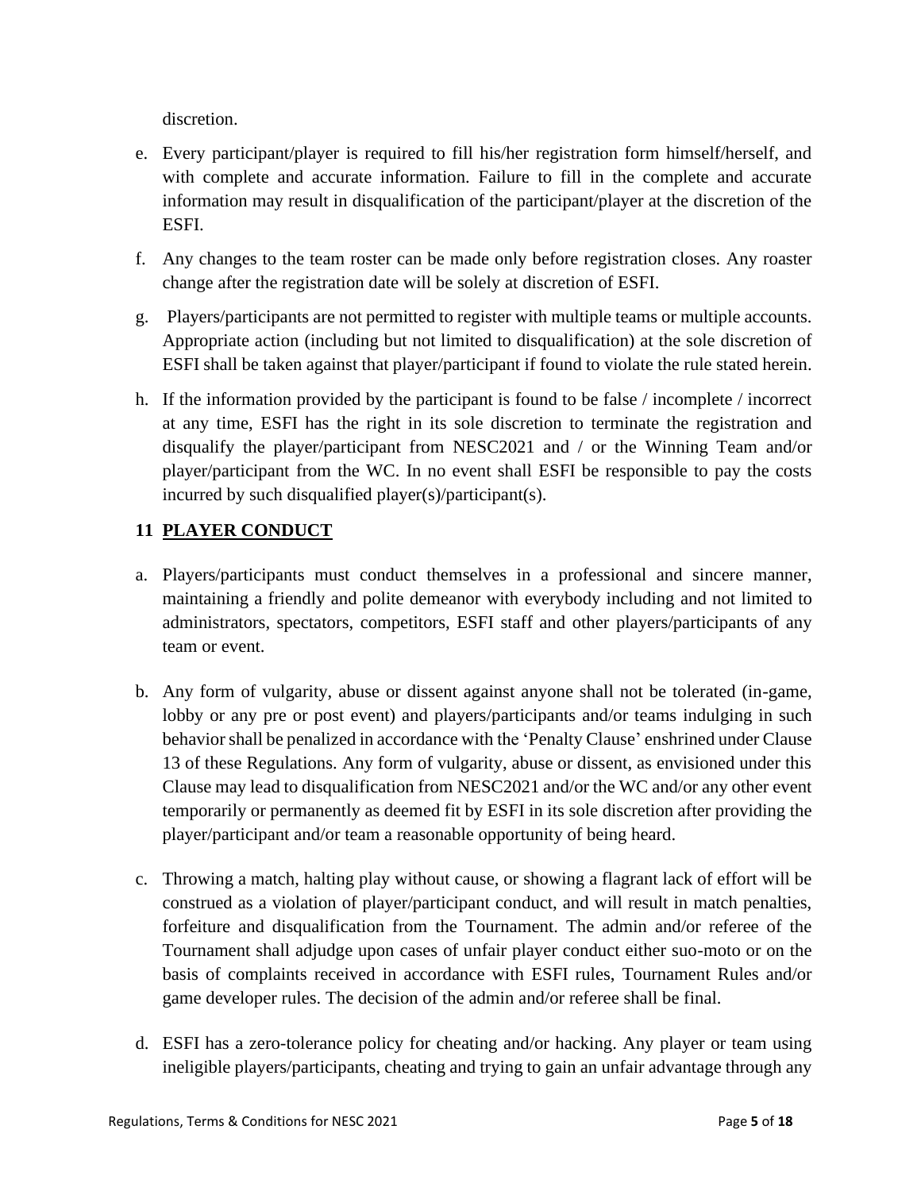discretion.

e. Every participant/player is required to fill his/her registration form himself/herself, and with complete and accurate information. Failure to fill in the complete and accurate information may result in disqualification of the participant/player at the discretion of the ESFI.

f. Any changes to the team roster can be made only before registration closes. Any roaster change after the registration date will be solely at discretion of ESFI.

g. Players/participants are not permitted to register with multiple teams or multiple accounts. Appropriate action (including but not limited to disqualification) at the sole discretion of ESFI shall be taken against that player/participant if found to violate the rule stated herein.

h. If the information provided by the participant is found to be false / incomplete / incorrect at any time, ESFI has the right in its sole discretion to terminate the registration and disqualify the player/participant from NESC2021 and / or the Winning Team and/or player/participant from the WC. In no event shall ESFI be responsible to pay the costs incurred by such disqualified player(s)/participant(s).

## 11 PLAYER CONDUCT

a. Players/participants must conduct themselves in a professional and sincere manner, maintaining a friendly and polite demeanor with everybody including and not limited to administrators, spectators, competitors, ESFI staff and other players/participants of any team or event.

b. Any form of vulgarity, abuse or dissent against anyone shall not be tolerated (in-game, lobby or any pre or post event) and players/participants and/or teams indulging in such behavior shall be penalized in accordance with the 'Penalty Clause' enshrined under Clause 13 of these Regulations. Any form of vulgarity, abuse or dissent, as envisioned under this Clause may lead to disqualification from NESC2021 and/or the WC and/or any other event temporarily or permanently as deemed fit by ESFI in its sole discretion after providing the player/participant and/or team a reasonable opportunity of being heard.

c. Throwing a match, halting play without cause, or showing a flagrant lack of effort will be construed as a violation of player/participant conduct, and will result in match penalties, forfeiture and disqualification from the Tournament. The admin and/or referee of the Tournament shall adjudge upon cases of unfair player conduct either suo-moto or on the basis of complaints received in accordance with ESFI rules, Tournament Rules and/or game developer rules. The decision of the admin and/or referee shall be final.

d. ESFI has a zero-tolerance policy for cheating and/or hacking. Any player or team using ineligible players/participants, cheating and trying to gain an unfair advantage through any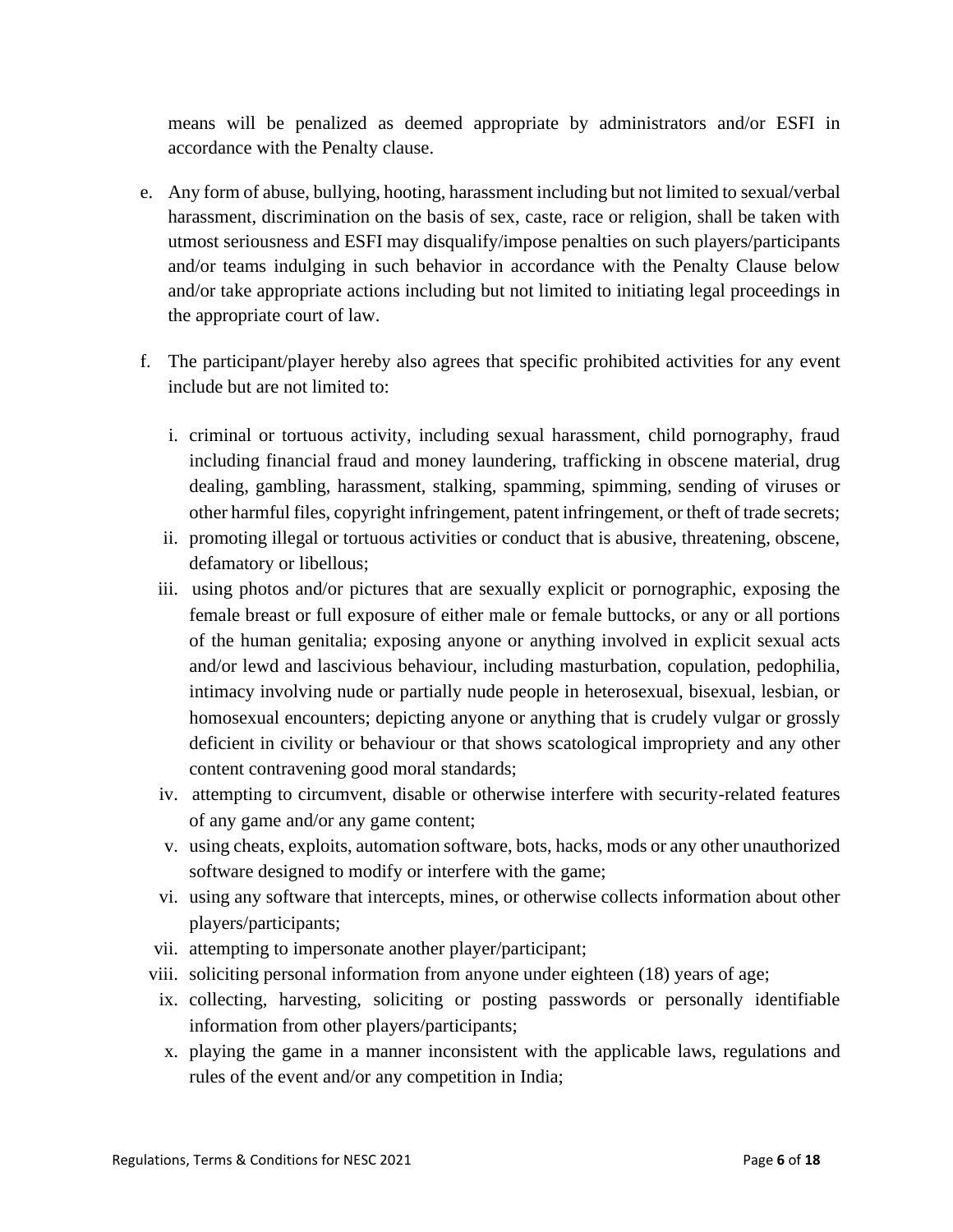means will be penalized as deemed appropriate by administrators and/or ESFI in accordance with the Penalty clause.

e. Any form of abuse, bullying, hooting, harassment including but not limited to sexual/verbal harassment, discrimination on the basis of sex, caste, race or religion, shall be taken with utmost seriousness and ESFI may disqualify/impose penalties on such players/participants and/or teams indulging in such behavior in accordance with the Penalty Clause below and/or take appropriate actions including but not limited to initiating legal proceedings in the appropriate court of law.

f. The participant/player hereby also agrees that specific prohibited activities for any event include but are not limited to:

   i. criminal or tortuous activity, including sexual harassment, child pornography, fraud including financial fraud and money laundering, trafficking in obscene material, drug dealing, gambling, harassment, stalking, spamming, spimming, sending of viruses or other harmful files, copyright infringement, patent infringement, or theft of trade secrets;
   ii. promoting illegal or tortuous activities or conduct that is abusive, threatening, obscene, defamatory or libellous;
   iii. using photos and/or pictures that are sexually explicit or pornographic, exposing the female breast or full exposure of either male or female buttocks, or any or all portions of the human genitalia; exposing anyone or anything involved in explicit sexual acts and/or lewd and lascivious behaviour, including masturbation, copulation, pedophilia, intimacy involving nude or partially nude people in heterosexual, bisexual, lesbian, or homosexual encounters; depicting anyone or anything that is crudely vulgar or grossly deficient in civility or behaviour or that shows scatological impropriety and any other content contravening good moral standards;
   iv. attempting to circumvent, disable or otherwise interfere with security-related features of any game and/or any game content;
   v. using cheats, exploits, automation software, bots, hacks, mods or any other unauthorized software designed to modify or interfere with the game;
   vi. using any software that intercepts, mines, or otherwise collects information about other players/participants;
   vii. attempting to impersonate another player/participant;
   viii. soliciting personal information from anyone under eighteen (18) years of age;
   ix. collecting, harvesting, soliciting or posting passwords or personally identifiable information from other players/participants;
   x. playing the game in a manner inconsistent with the applicable laws, regulations and rules of the event and/or any competition in India;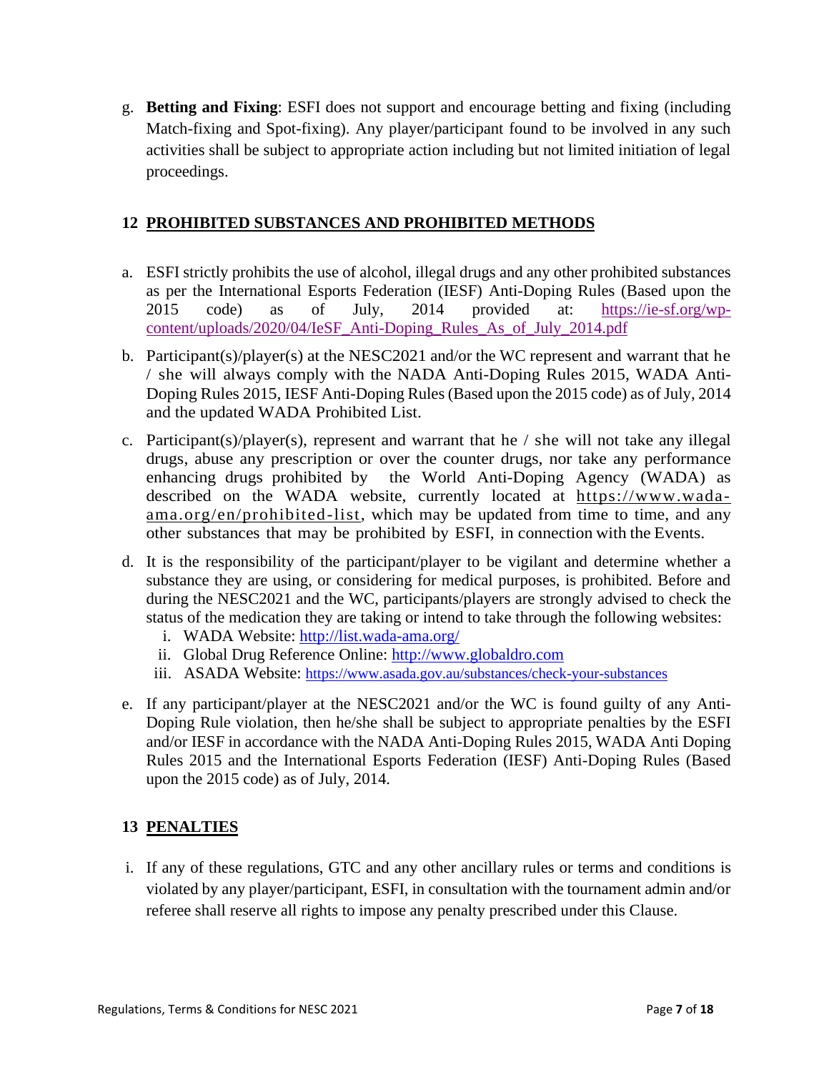g. **Betting and Fixing**: ESFI does not support and encourage betting and fixing (including Match-fixing and Spot-fixing). Any player/participant found to be involved in any such activities shall be subject to appropriate action including but not limited initiation of legal proceedings.

## 12 PROHIBITED SUBSTANCES AND PROHIBITED METHODS

a. ESFI strictly prohibits the use of alcohol, illegal drugs and any other prohibited substances as per the International Esports Federation (IESF) Anti-Doping Rules (Based upon the 2015 code) as of July, 2014 provided at: https://ie-sf.org/wp-content/uploads/2020/04/IeSF_Anti-Doping_Rules_As_of_July_2014.pdf

b. Participant(s)/player(s) at the NESC2021 and/or the WC represent and warrant that he / she will always comply with the NADA Anti-Doping Rules 2015, WADA Anti-Doping Rules 2015, IESF Anti-Doping Rules (Based upon the 2015 code) as of July, 2014 and the updated WADA Prohibited List.

c. Participant(s)/player(s), represent and warrant that he / she will not take any illegal drugs, abuse any prescription or over the counter drugs, nor take any performance enhancing drugs prohibited by the World Anti-Doping Agency (WADA) as described on the WADA website, currently located at https://www.wada-ama.org/en/prohibited-list, which may be updated from time to time, and any other substances that may be prohibited by ESFI, in connection with the Events.

d. It is the responsibility of the participant/player to be vigilant and determine whether a substance they are using, or considering for medical purposes, is prohibited. Before and during the NESC2021 and the WC, participants/players are strongly advised to check the status of the medication they are taking or intend to take through the following websites:
   i. WADA Website: http://list.wada-ama.org/
   ii. Global Drug Reference Online: http://www.globaldro.com
   iii. ASADA Website: https://www.asada.gov.au/substances/check-your-substances

e. If any participant/player at the NESC2021 and/or the WC is found guilty of any Anti-Doping Rule violation, then he/she shall be subject to appropriate penalties by the ESFI and/or IESF in accordance with the NADA Anti-Doping Rules 2015, WADA Anti Doping Rules 2015 and the International Esports Federation (IESF) Anti-Doping Rules (Based upon the 2015 code) as of July, 2014.

## 13 PENALTIES

i. If any of these regulations, GTC and any other ancillary rules or terms and conditions is violated by any player/participant, ESFI, in consultation with the tournament admin and/or referee shall reserve all rights to impose any penalty prescribed under this Clause.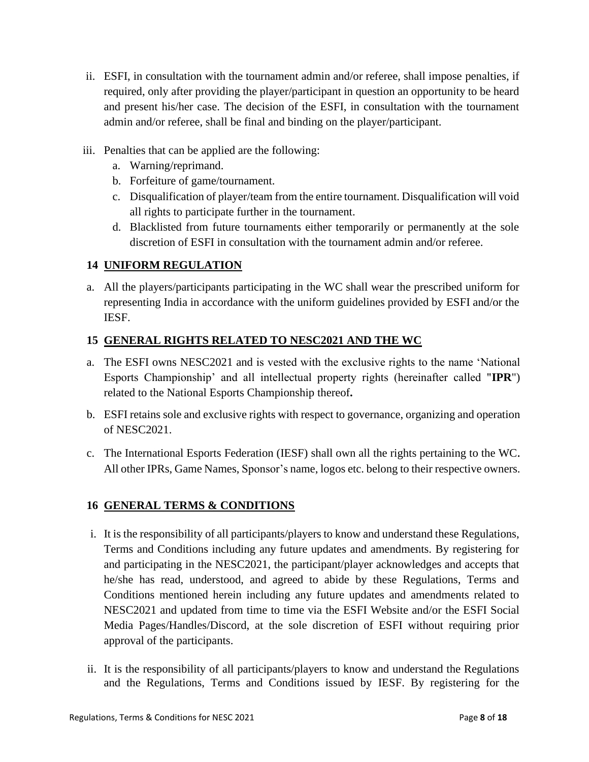ii. ESFI, in consultation with the tournament admin and/or referee, shall impose penalties, if required, only after providing the player/participant in question an opportunity to be heard and present his/her case. The decision of the ESFI, in consultation with the tournament admin and/or referee, shall be final and binding on the player/participant.

iii. Penalties that can be applied are the following:

   a. Warning/reprimand.
   b. Forfeiture of game/tournament.
   c. Disqualification of player/team from the entire tournament. Disqualification will void all rights to participate further in the tournament.
   d. Blacklisted from future tournaments either temporarily or permanently at the sole discretion of ESFI in consultation with the tournament admin and/or referee.

## 14 UNIFORM REGULATION

a. All the players/participants participating in the WC shall wear the prescribed uniform for representing India in accordance with the uniform guidelines provided by ESFI and/or the IESF.

## 15 GENERAL RIGHTS RELATED TO NESC2021 AND THE WC

a. The ESFI owns NESC2021 and is vested with the exclusive rights to the name 'National Esports Championship' and all intellectual property rights (hereinafter called "**IPR**") related to the National Esports Championship thereof**.**

b. ESFI retains sole and exclusive rights with respect to governance, organizing and operation of NESC2021.

c. The International Esports Federation (IESF) shall own all the rights pertaining to the WC**.** All other IPRs, Game Names, Sponsor's name, logos etc. belong to their respective owners.

## 16 GENERAL TERMS & CONDITIONS

i. It is the responsibility of all participants/players to know and understand these Regulations, Terms and Conditions including any future updates and amendments. By registering for and participating in the NESC2021, the participant/player acknowledges and accepts that he/she has read, understood, and agreed to abide by these Regulations, Terms and Conditions mentioned herein including any future updates and amendments related to NESC2021 and updated from time to time via the ESFI Website and/or the ESFI Social Media Pages/Handles/Discord, at the sole discretion of ESFI without requiring prior approval of the participants.

ii. It is the responsibility of all participants/players to know and understand the Regulations and the Regulations, Terms and Conditions issued by IESF. By registering for the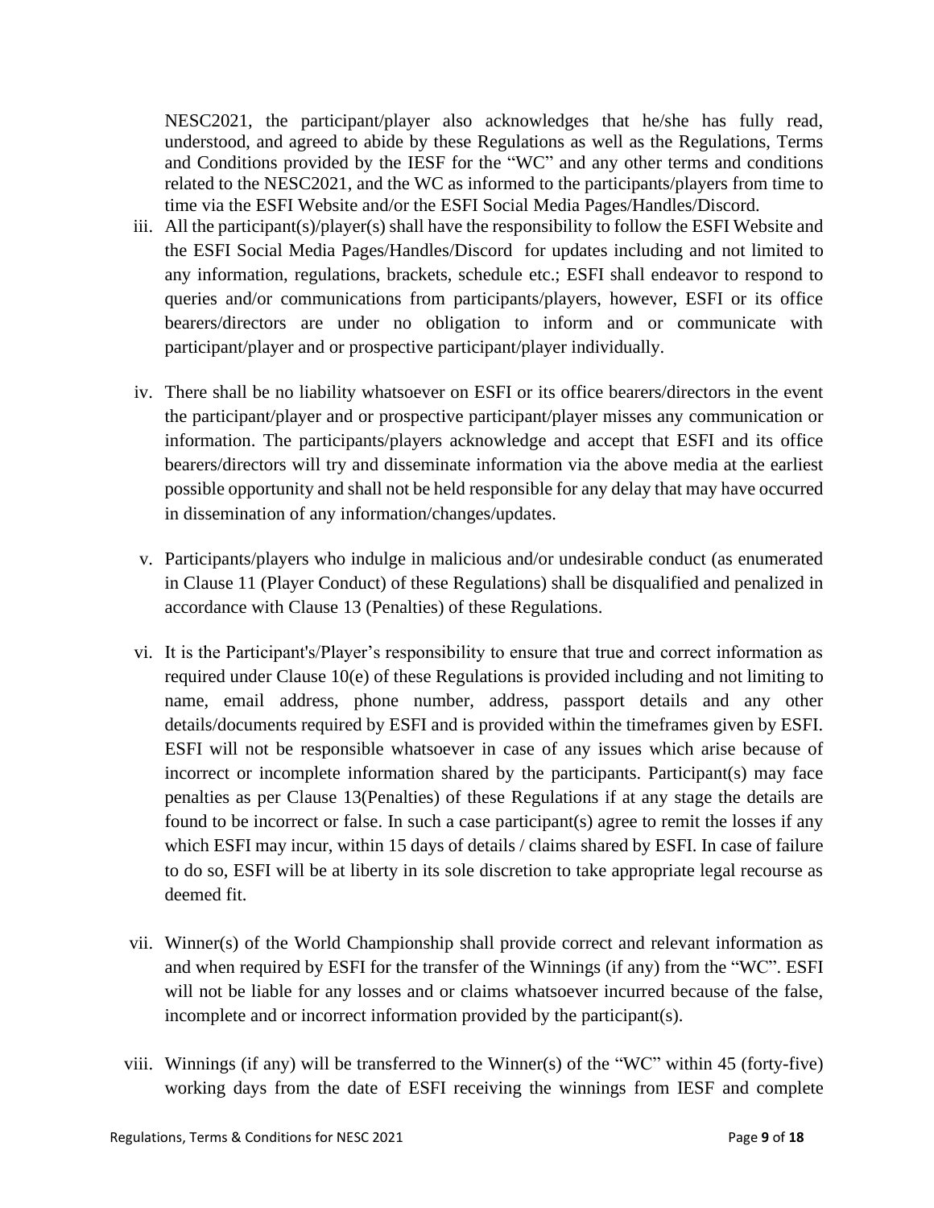NESC2021, the participant/player also acknowledges that he/she has fully read, understood, and agreed to abide by these Regulations as well as the Regulations, Terms and Conditions provided by the IESF for the "WC" and any other terms and conditions related to the NESC2021, and the WC as informed to the participants/players from time to time via the ESFI Website and/or the ESFI Social Media Pages/Handles/Discord.

iii. All the participant(s)/player(s) shall have the responsibility to follow the ESFI Website and the ESFI Social Media Pages/Handles/Discord for updates including and not limited to any information, regulations, brackets, schedule etc.; ESFI shall endeavor to respond to queries and/or communications from participants/players, however, ESFI or its office bearers/directors are under no obligation to inform and or communicate with participant/player and or prospective participant/player individually.

iv. There shall be no liability whatsoever on ESFI or its office bearers/directors in the event the participant/player and or prospective participant/player misses any communication or information. The participants/players acknowledge and accept that ESFI and its office bearers/directors will try and disseminate information via the above media at the earliest possible opportunity and shall not be held responsible for any delay that may have occurred in dissemination of any information/changes/updates.

v. Participants/players who indulge in malicious and/or undesirable conduct (as enumerated in Clause 11 (Player Conduct) of these Regulations) shall be disqualified and penalized in accordance with Clause 13 (Penalties) of these Regulations.

vi. It is the Participant's/Player's responsibility to ensure that true and correct information as required under Clause 10(e) of these Regulations is provided including and not limiting to name, email address, phone number, address, passport details and any other details/documents required by ESFI and is provided within the timeframes given by ESFI. ESFI will not be responsible whatsoever in case of any issues which arise because of incorrect or incomplete information shared by the participants. Participant(s) may face penalties as per Clause 13(Penalties) of these Regulations if at any stage the details are found to be incorrect or false. In such a case participant(s) agree to remit the losses if any which ESFI may incur, within 15 days of details / claims shared by ESFI. In case of failure to do so, ESFI will be at liberty in its sole discretion to take appropriate legal recourse as deemed fit.

vii. Winner(s) of the World Championship shall provide correct and relevant information as and when required by ESFI for the transfer of the Winnings (if any) from the "WC". ESFI will not be liable for any losses and or claims whatsoever incurred because of the false, incomplete and or incorrect information provided by the participant(s).

viii. Winnings (if any) will be transferred to the Winner(s) of the "WC" within 45 (forty-five) working days from the date of ESFI receiving the winnings from IESF and complete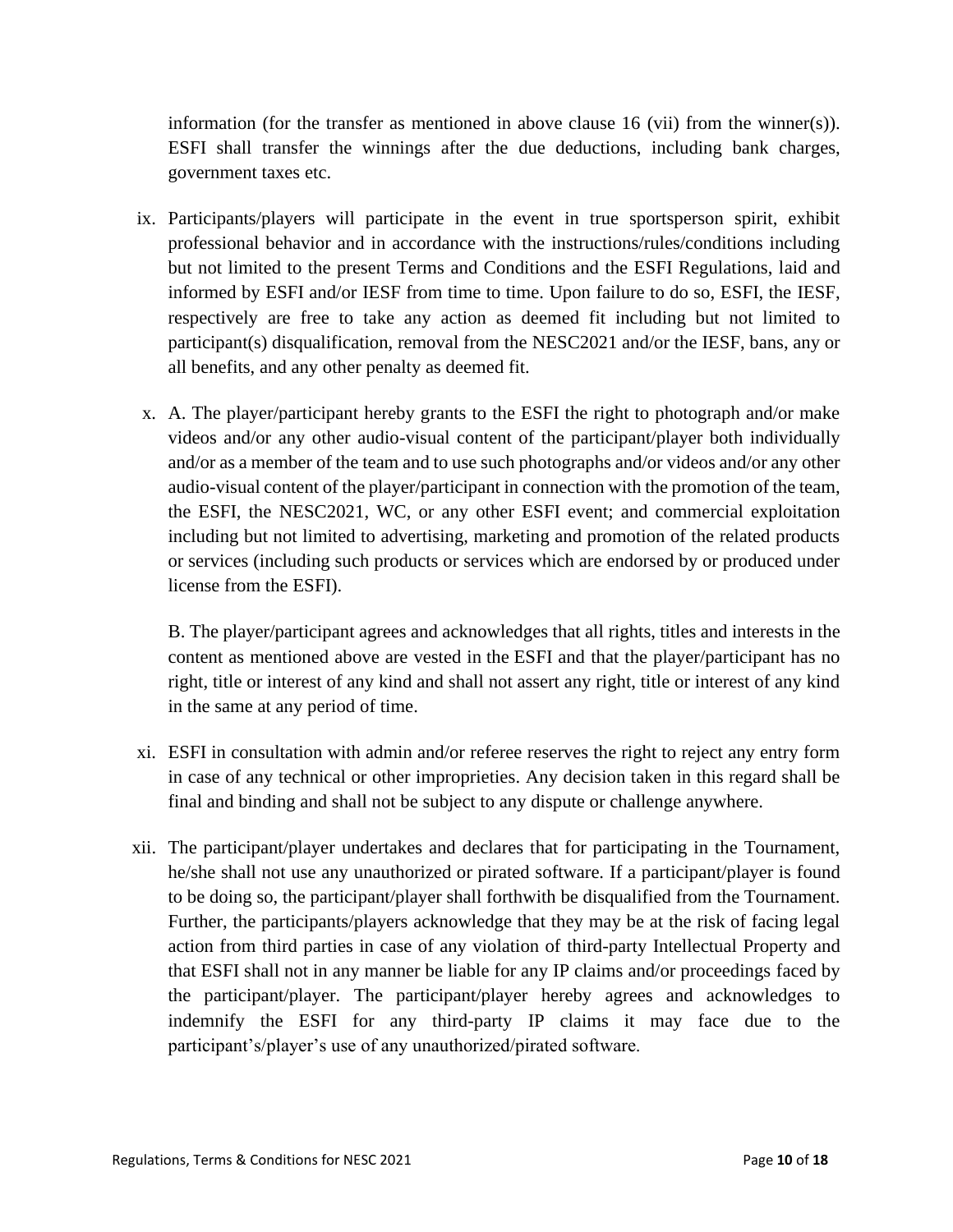information (for the transfer as mentioned in above clause 16 (vii) from the winner(s)). ESFI shall transfer the winnings after the due deductions, including bank charges, government taxes etc.

ix. Participants/players will participate in the event in true sportsperson spirit, exhibit professional behavior and in accordance with the instructions/rules/conditions including but not limited to the present Terms and Conditions and the ESFI Regulations, laid and informed by ESFI and/or IESF from time to time. Upon failure to do so, ESFI, the IESF, respectively are free to take any action as deemed fit including but not limited to participant(s) disqualification, removal from the NESC2021 and/or the IESF, bans, any or all benefits, and any other penalty as deemed fit.

x. A. The player/participant hereby grants to the ESFI the right to photograph and/or make videos and/or any other audio-visual content of the participant/player both individually and/or as a member of the team and to use such photographs and/or videos and/or any other audio-visual content of the player/participant in connection with the promotion of the team, the ESFI, the NESC2021, WC, or any other ESFI event; and commercial exploitation including but not limited to advertising, marketing and promotion of the related products or services (including such products or services which are endorsed by or produced under license from the ESFI).

   B. The player/participant agrees and acknowledges that all rights, titles and interests in the content as mentioned above are vested in the ESFI and that the player/participant has no right, title or interest of any kind and shall not assert any right, title or interest of any kind in the same at any period of time.

xi. ESFI in consultation with admin and/or referee reserves the right to reject any entry form in case of any technical or other improprieties. Any decision taken in this regard shall be final and binding and shall not be subject to any dispute or challenge anywhere.

xii. The participant/player undertakes and declares that for participating in the Tournament, he/she shall not use any unauthorized or pirated software. If a participant/player is found to be doing so, the participant/player shall forthwith be disqualified from the Tournament. Further, the participants/players acknowledge that they may be at the risk of facing legal action from third parties in case of any violation of third-party Intellectual Property and that ESFI shall not in any manner be liable for any IP claims and/or proceedings faced by the participant/player. The participant/player hereby agrees and acknowledges to indemnify the ESFI for any third-party IP claims it may face due to the participant's/player's use of any unauthorized/pirated software.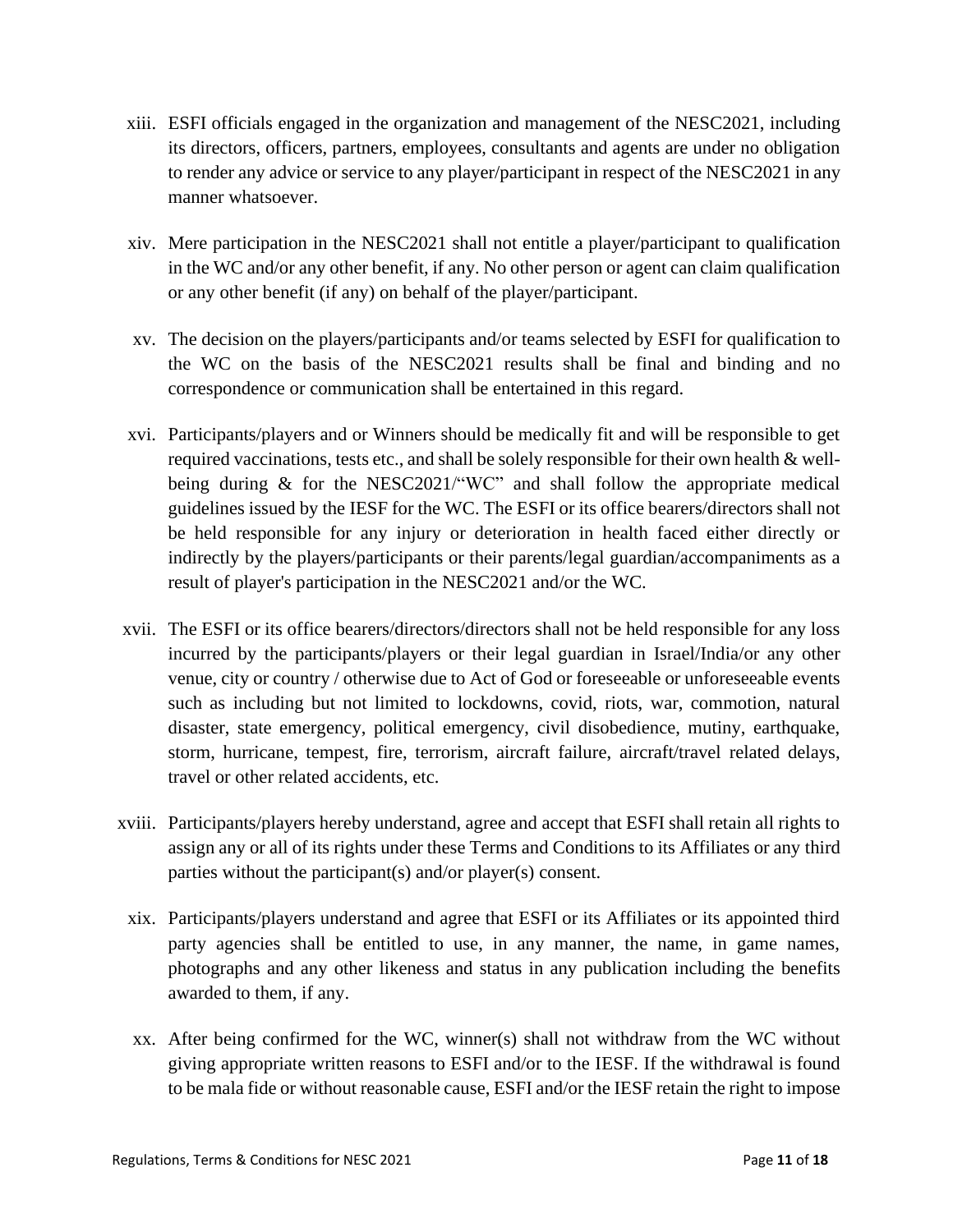xiii. ESFI officials engaged in the organization and management of the NESC2021, including its directors, officers, partners, employees, consultants and agents are under no obligation to render any advice or service to any player/participant in respect of the NESC2021 in any manner whatsoever.

xiv. Mere participation in the NESC2021 shall not entitle a player/participant to qualification in the WC and/or any other benefit, if any. No other person or agent can claim qualification or any other benefit (if any) on behalf of the player/participant.

xv. The decision on the players/participants and/or teams selected by ESFI for qualification to the WC on the basis of the NESC2021 results shall be final and binding and no correspondence or communication shall be entertained in this regard.

xvi. Participants/players and or Winners should be medically fit and will be responsible to get required vaccinations, tests etc., and shall be solely responsible for their own health & well-being during & for the NESC2021/"WC" and shall follow the appropriate medical guidelines issued by the IESF for the WC. The ESFI or its office bearers/directors shall not be held responsible for any injury or deterioration in health faced either directly or indirectly by the players/participants or their parents/legal guardian/accompaniments as a result of player's participation in the NESC2021 and/or the WC.

xvii. The ESFI or its office bearers/directors/directors shall not be held responsible for any loss incurred by the participants/players or their legal guardian in Israel/India/or any other venue, city or country / otherwise due to Act of God or foreseeable or unforeseeable events such as including but not limited to lockdowns, covid, riots, war, commotion, natural disaster, state emergency, political emergency, civil disobedience, mutiny, earthquake, storm, hurricane, tempest, fire, terrorism, aircraft failure, aircraft/travel related delays, travel or other related accidents, etc.

xviii. Participants/players hereby understand, agree and accept that ESFI shall retain all rights to assign any or all of its rights under these Terms and Conditions to its Affiliates or any third parties without the participant(s) and/or player(s) consent.

xix. Participants/players understand and agree that ESFI or its Affiliates or its appointed third party agencies shall be entitled to use, in any manner, the name, in game names, photographs and any other likeness and status in any publication including the benefits awarded to them, if any.

xx. After being confirmed for the WC, winner(s) shall not withdraw from the WC without giving appropriate written reasons to ESFI and/or to the IESF. If the withdrawal is found to be mala fide or without reasonable cause, ESFI and/or the IESF retain the right to impose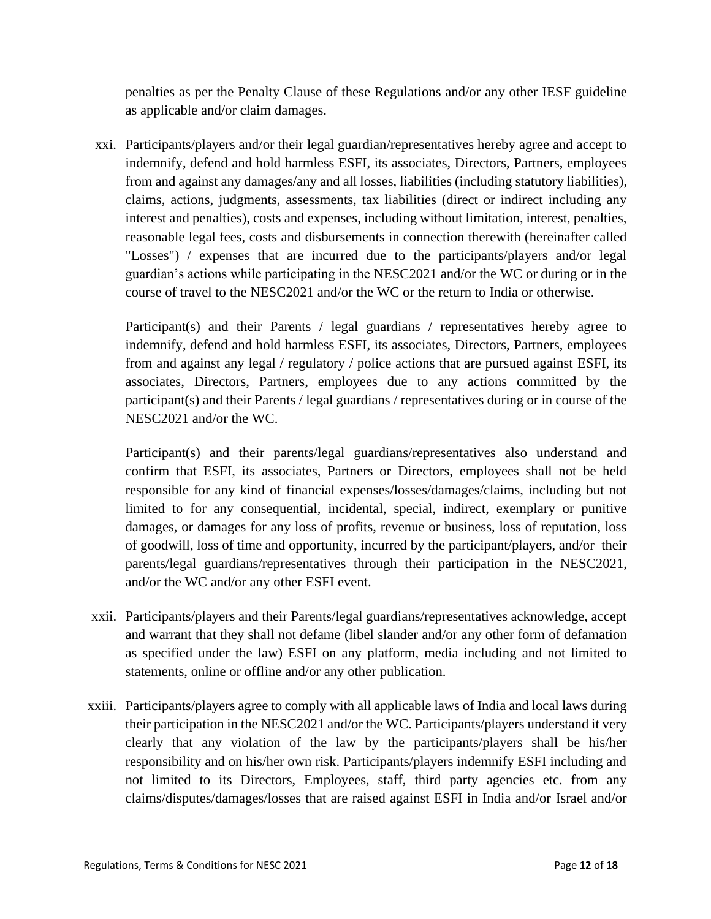penalties as per the Penalty Clause of these Regulations and/or any other IESF guideline as applicable and/or claim damages.

xxi. Participants/players and/or their legal guardian/representatives hereby agree and accept to indemnify, defend and hold harmless ESFI, its associates, Directors, Partners, employees from and against any damages/any and all losses, liabilities (including statutory liabilities), claims, actions, judgments, assessments, tax liabilities (direct or indirect including any interest and penalties), costs and expenses, including without limitation, interest, penalties, reasonable legal fees, costs and disbursements in connection therewith (hereinafter called "Losses") / expenses that are incurred due to the participants/players and/or legal guardian's actions while participating in the NESC2021 and/or the WC or during or in the course of travel to the NESC2021 and/or the WC or the return to India or otherwise.

   Participant(s) and their Parents / legal guardians / representatives hereby agree to indemnify, defend and hold harmless ESFI, its associates, Directors, Partners, employees from and against any legal / regulatory / police actions that are pursued against ESFI, its associates, Directors, Partners, employees due to any actions committed by the participant(s) and their Parents / legal guardians / representatives during or in course of the NESC2021 and/or the WC.

   Participant(s) and their parents/legal guardians/representatives also understand and confirm that ESFI, its associates, Partners or Directors, employees shall not be held responsible for any kind of financial expenses/losses/damages/claims, including but not limited to for any consequential, incidental, special, indirect, exemplary or punitive damages, or damages for any loss of profits, revenue or business, loss of reputation, loss of goodwill, loss of time and opportunity, incurred by the participant/players, and/or their parents/legal guardians/representatives through their participation in the NESC2021, and/or the WC and/or any other ESFI event.

xxii. Participants/players and their Parents/legal guardians/representatives acknowledge, accept and warrant that they shall not defame (libel slander and/or any other form of defamation as specified under the law) ESFI on any platform, media including and not limited to statements, online or offline and/or any other publication.

xxiii. Participants/players agree to comply with all applicable laws of India and local laws during their participation in the NESC2021 and/or the WC. Participants/players understand it very clearly that any violation of the law by the participants/players shall be his/her responsibility and on his/her own risk. Participants/players indemnify ESFI including and not limited to its Directors, Employees, staff, third party agencies etc. from any claims/disputes/damages/losses that are raised against ESFI in India and/or Israel and/or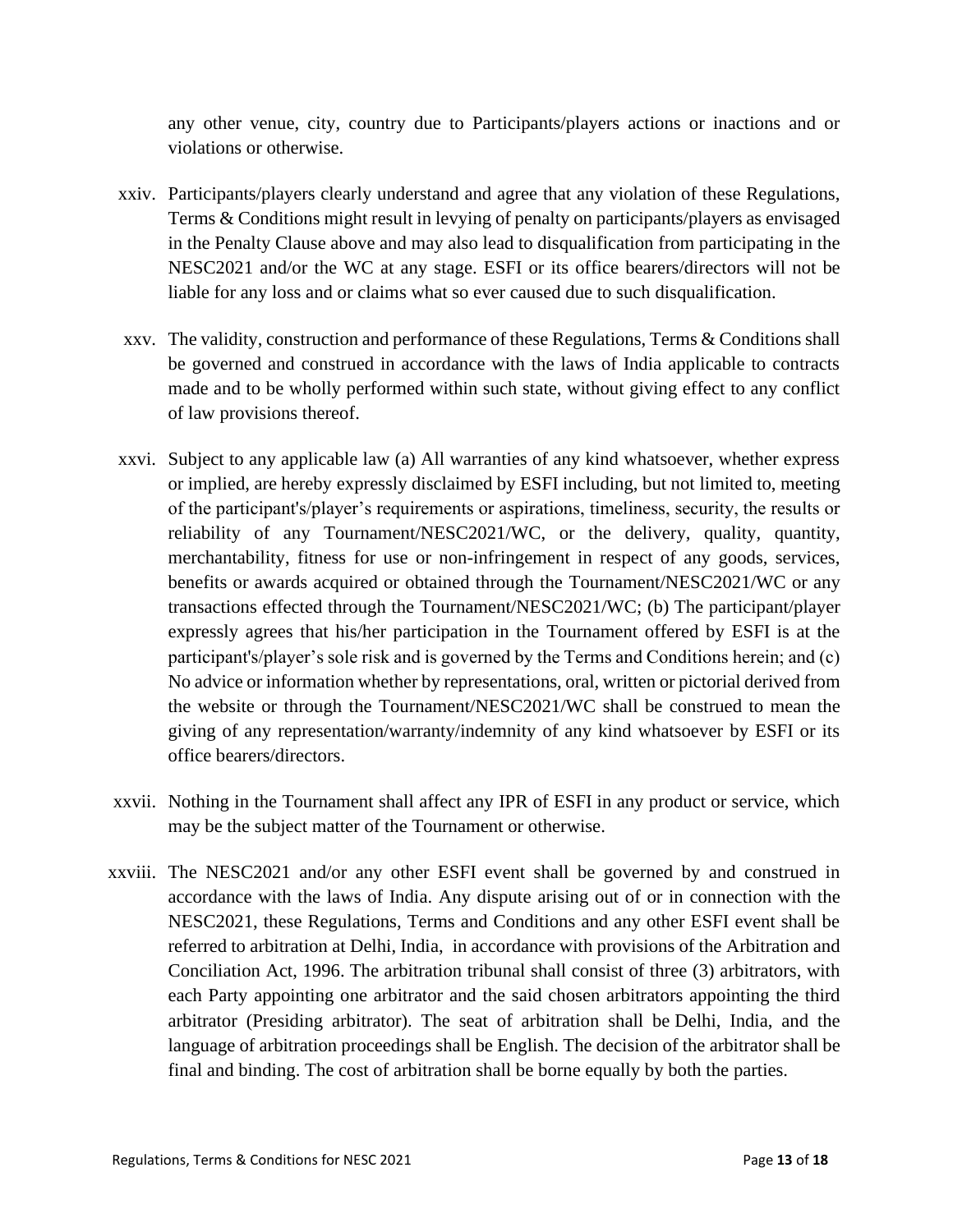any other venue, city, country due to Participants/players actions or inactions and or violations or otherwise.

xxiv. Participants/players clearly understand and agree that any violation of these Regulations, Terms & Conditions might result in levying of penalty on participants/players as envisaged in the Penalty Clause above and may also lead to disqualification from participating in the NESC2021 and/or the WC at any stage. ESFI or its office bearers/directors will not be liable for any loss and or claims what so ever caused due to such disqualification.

xxv. The validity, construction and performance of these Regulations, Terms & Conditions shall be governed and construed in accordance with the laws of India applicable to contracts made and to be wholly performed within such state, without giving effect to any conflict of law provisions thereof.

xxvi. Subject to any applicable law (a) All warranties of any kind whatsoever, whether express or implied, are hereby expressly disclaimed by ESFI including, but not limited to, meeting of the participant's/player's requirements or aspirations, timeliness, security, the results or reliability of any Tournament/NESC2021/WC, or the delivery, quality, quantity, merchantability, fitness for use or non-infringement in respect of any goods, services, benefits or awards acquired or obtained through the Tournament/NESC2021/WC or any transactions effected through the Tournament/NESC2021/WC; (b) The participant/player expressly agrees that his/her participation in the Tournament offered by ESFI is at the participant's/player's sole risk and is governed by the Terms and Conditions herein; and (c) No advice or information whether by representations, oral, written or pictorial derived from the website or through the Tournament/NESC2021/WC shall be construed to mean the giving of any representation/warranty/indemnity of any kind whatsoever by ESFI or its office bearers/directors.

xxvii. Nothing in the Tournament shall affect any IPR of ESFI in any product or service, which may be the subject matter of the Tournament or otherwise.

xxviii. The NESC2021 and/or any other ESFI event shall be governed by and construed in accordance with the laws of India. Any dispute arising out of or in connection with the NESC2021, these Regulations, Terms and Conditions and any other ESFI event shall be referred to arbitration at Delhi, India, in accordance with provisions of the Arbitration and Conciliation Act, 1996. The arbitration tribunal shall consist of three (3) arbitrators, with each Party appointing one arbitrator and the said chosen arbitrators appointing the third arbitrator (Presiding arbitrator). The seat of arbitration shall be Delhi, India, and the language of arbitration proceedings shall be English. The decision of the arbitrator shall be final and binding. The cost of arbitration shall be borne equally by both the parties.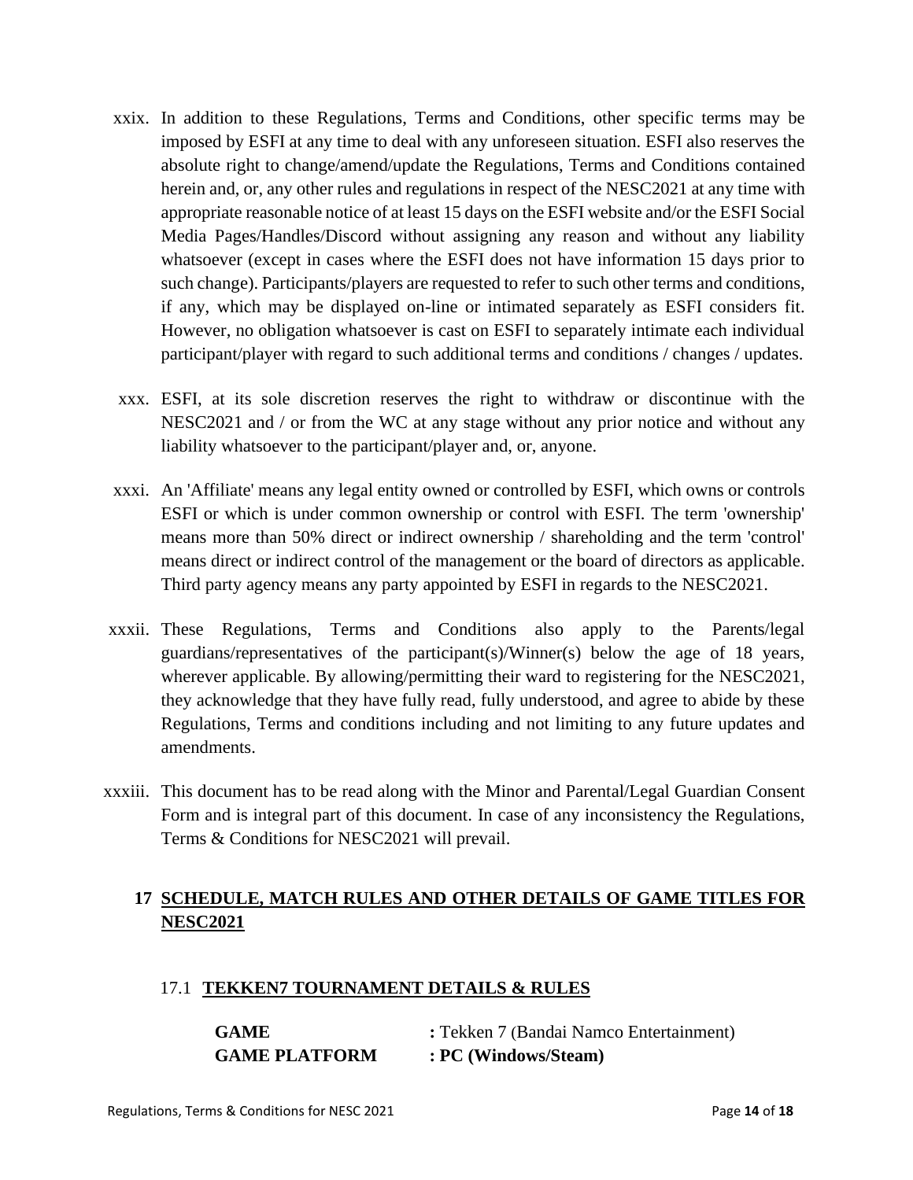xxix. In addition to these Regulations, Terms and Conditions, other specific terms may be imposed by ESFI at any time to deal with any unforeseen situation. ESFI also reserves the absolute right to change/amend/update the Regulations, Terms and Conditions contained herein and, or, any other rules and regulations in respect of the NESC2021 at any time with appropriate reasonable notice of at least 15 days on the ESFI website and/or the ESFI Social Media Pages/Handles/Discord without assigning any reason and without any liability whatsoever (except in cases where the ESFI does not have information 15 days prior to such change). Participants/players are requested to refer to such other terms and conditions, if any, which may be displayed on-line or intimated separately as ESFI considers fit. However, no obligation whatsoever is cast on ESFI to separately intimate each individual participant/player with regard to such additional terms and conditions / changes / updates.

xxx. ESFI, at its sole discretion reserves the right to withdraw or discontinue with the NESC2021 and / or from the WC at any stage without any prior notice and without any liability whatsoever to the participant/player and, or, anyone.

xxxi. An 'Affiliate' means any legal entity owned or controlled by ESFI, which owns or controls ESFI or which is under common ownership or control with ESFI. The term 'ownership' means more than 50% direct or indirect ownership / shareholding and the term 'control' means direct or indirect control of the management or the board of directors as applicable. Third party agency means any party appointed by ESFI in regards to the NESC2021.

xxxii. These Regulations, Terms and Conditions also apply to the Parents/legal guardians/representatives of the participant(s)/Winner(s) below the age of 18 years, wherever applicable. By allowing/permitting their ward to registering for the NESC2021, they acknowledge that they have fully read, fully understood, and agree to abide by these Regulations, Terms and conditions including and not limiting to any future updates and amendments.

xxxiii. This document has to be read along with the Minor and Parental/Legal Guardian Consent Form and is integral part of this document. In case of any inconsistency the Regulations, Terms & Conditions for NESC2021 will prevail.

## 17 SCHEDULE, MATCH RULES AND OTHER DETAILS OF GAME TITLES FOR NESC2021

### 17.1 TEKKEN7 TOURNAMENT DETAILS & RULES

**GAME** **:** Tekken 7 (Bandai Namco Entertainment)

**GAME PLATFORM : PC (Windows/Steam)**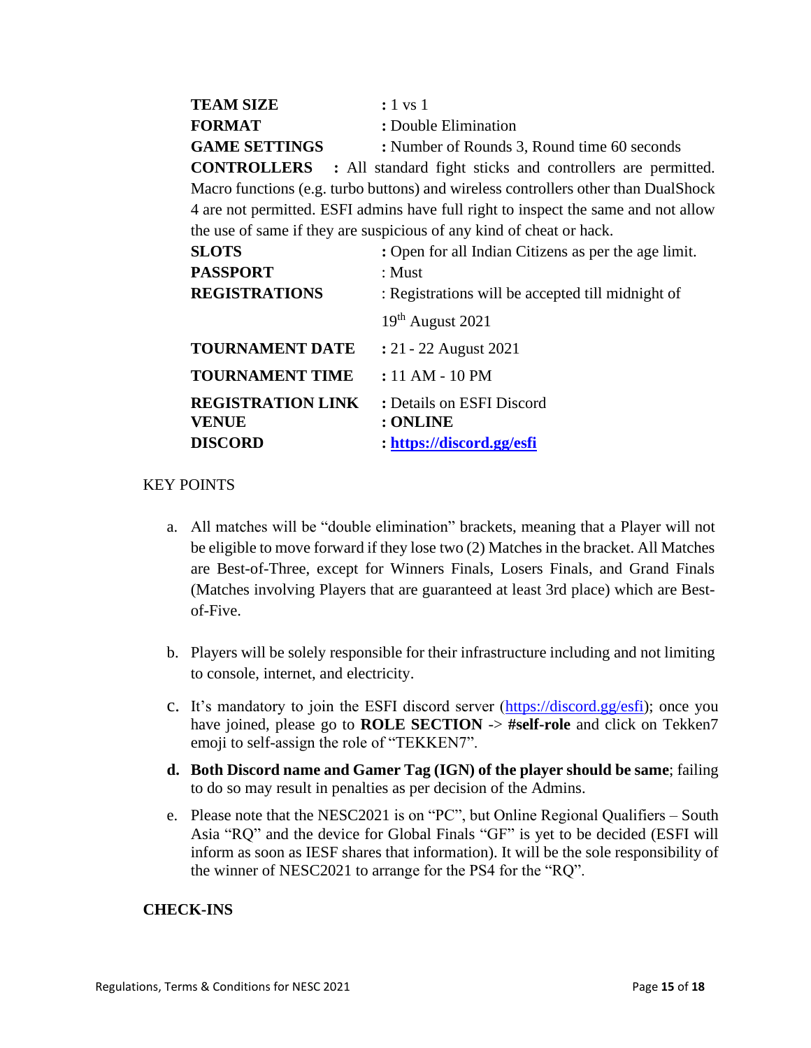**TEAM SIZE** **:** 1 vs 1
**FORMAT** **:** Double Elimination
**GAME SETTINGS** **:** Number of Rounds 3, Round time 60 seconds
**CONTROLLERS** **:** All standard fight sticks and controllers are permitted. Macro functions (e.g. turbo buttons) and wireless controllers other than DualShock 4 are not permitted. ESFI admins have full right to inspect the same and not allow the use of same if they are suspicious of any kind of cheat or hack.
**SLOTS** **:** Open for all Indian Citizens as per the age limit.
**PASSPORT** : Must
**REGISTRATIONS** : Registrations will be accepted till midnight of 19th August 2021
**TOURNAMENT DATE** **:** 21 - 22 August 2021
**TOURNAMENT TIME** **:** 11 AM - 10 PM
**REGISTRATION LINK** **:** Details on ESFI Discord
**VENUE** **: ONLINE**
**DISCORD** **: https://discord.gg/esfi**

KEY POINTS

a. All matches will be "double elimination" brackets, meaning that a Player will not be eligible to move forward if they lose two (2) Matches in the bracket. All Matches are Best-of-Three, except for Winners Finals, Losers Finals, and Grand Finals (Matches involving Players that are guaranteed at least 3rd place) which are Best-of-Five.

b. Players will be solely responsible for their infrastructure including and not limiting to console, internet, and electricity.

c. It's mandatory to join the ESFI discord server (https://discord.gg/esfi); once you have joined, please go to **ROLE SECTION** -> **#self-role** and click on Tekken7 emoji to self-assign the role of "TEKKEN7".

d. **Both Discord name and Gamer Tag (IGN) of the player should be same**; failing to do so may result in penalties as per decision of the Admins.

e. Please note that the NESC2021 is on "PC", but Online Regional Qualifiers – South Asia "RQ" and the device for Global Finals "GF" is yet to be decided (ESFI will inform as soon as IESF shares that information). It will be the sole responsibility of the winner of NESC2021 to arrange for the PS4 for the "RQ".

**CHECK-INS**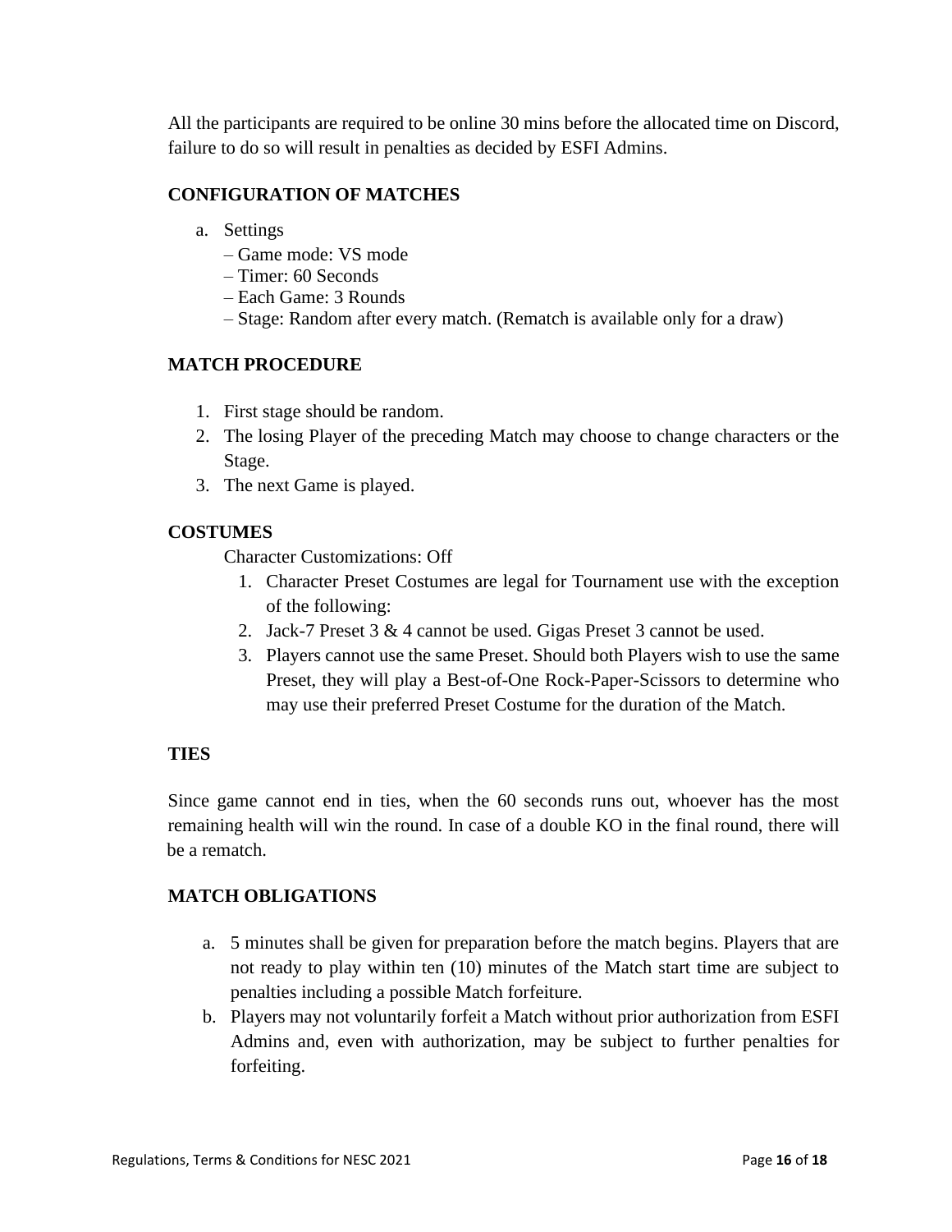All the participants are required to be online 30 mins before the allocated time on Discord, failure to do so will result in penalties as decided by ESFI Admins.

## CONFIGURATION OF MATCHES

a. Settings
   – Game mode: VS mode
   – Timer: 60 Seconds
   – Each Game: 3 Rounds
   – Stage: Random after every match. (Rematch is available only for a draw)

## MATCH PROCEDURE

1. First stage should be random.
2. The losing Player of the preceding Match may choose to change characters or the Stage.
3. The next Game is played.

## COSTUMES

Character Customizations: Off

1. Character Preset Costumes are legal for Tournament use with the exception of the following:
2. Jack-7 Preset 3 & 4 cannot be used. Gigas Preset 3 cannot be used.
3. Players cannot use the same Preset. Should both Players wish to use the same Preset, they will play a Best-of-One Rock-Paper-Scissors to determine who may use their preferred Preset Costume for the duration of the Match.

## TIES

Since game cannot end in ties, when the 60 seconds runs out, whoever has the most remaining health will win the round. In case of a double KO in the final round, there will be a rematch.

## MATCH OBLIGATIONS

a. 5 minutes shall be given for preparation before the match begins. Players that are not ready to play within ten (10) minutes of the Match start time are subject to penalties including a possible Match forfeiture.
b. Players may not voluntarily forfeit a Match without prior authorization from ESFI Admins and, even with authorization, may be subject to further penalties for forfeiting.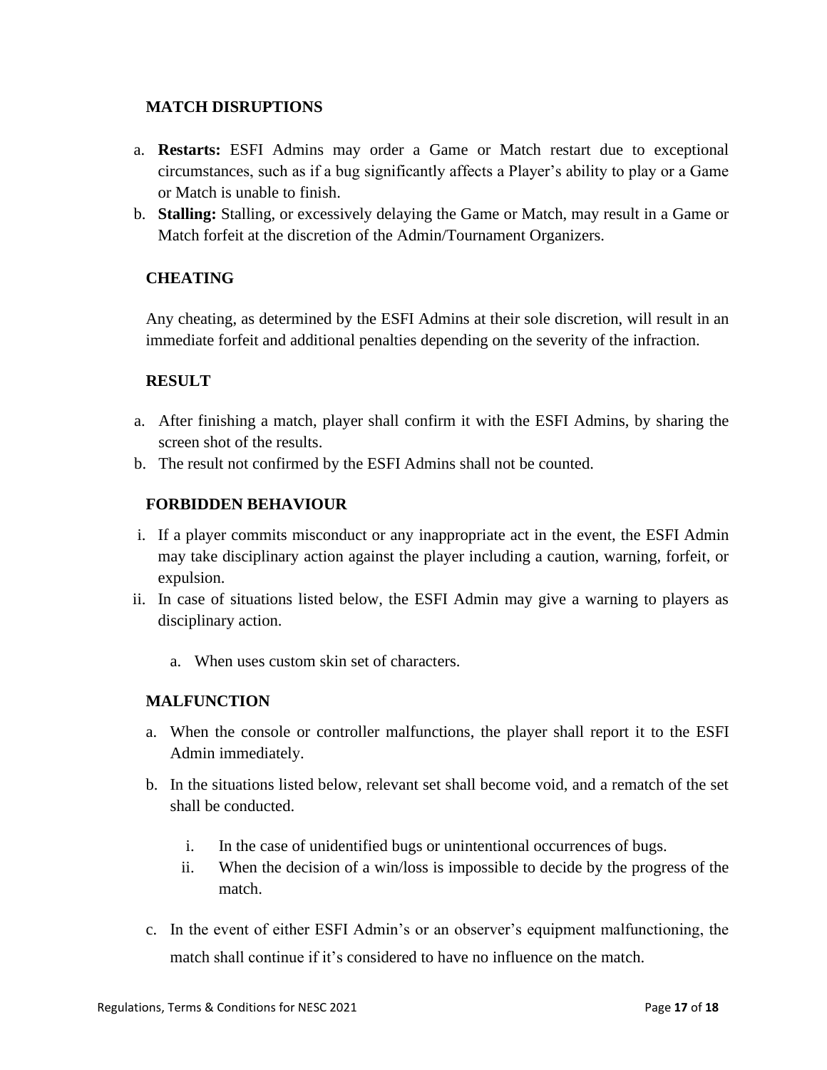## MATCH DISRUPTIONS

a. **Restarts:** ESFI Admins may order a Game or Match restart due to exceptional circumstances, such as if a bug significantly affects a Player's ability to play or a Game or Match is unable to finish.
b. **Stalling:** Stalling, or excessively delaying the Game or Match, may result in a Game or Match forfeit at the discretion of the Admin/Tournament Organizers.

## CHEATING

Any cheating, as determined by the ESFI Admins at their sole discretion, will result in an immediate forfeit and additional penalties depending on the severity of the infraction.

## RESULT

a. After finishing a match, player shall confirm it with the ESFI Admins, by sharing the screen shot of the results.
b. The result not confirmed by the ESFI Admins shall not be counted.

## FORBIDDEN BEHAVIOUR

i. If a player commits misconduct or any inappropriate act in the event, the ESFI Admin may take disciplinary action against the player including a caution, warning, forfeit, or expulsion.
ii. In case of situations listed below, the ESFI Admin may give a warning to players as disciplinary action.
    a. When uses custom skin set of characters.

## MALFUNCTION

a. When the console or controller malfunctions, the player shall report it to the ESFI Admin immediately.
b. In the situations listed below, relevant set shall become void, and a rematch of the set shall be conducted.
    i. In the case of unidentified bugs or unintentional occurrences of bugs.
    ii. When the decision of a win/loss is impossible to decide by the progress of the match.
c. In the event of either ESFI Admin's or an observer's equipment malfunctioning, the match shall continue if it's considered to have no influence on the match.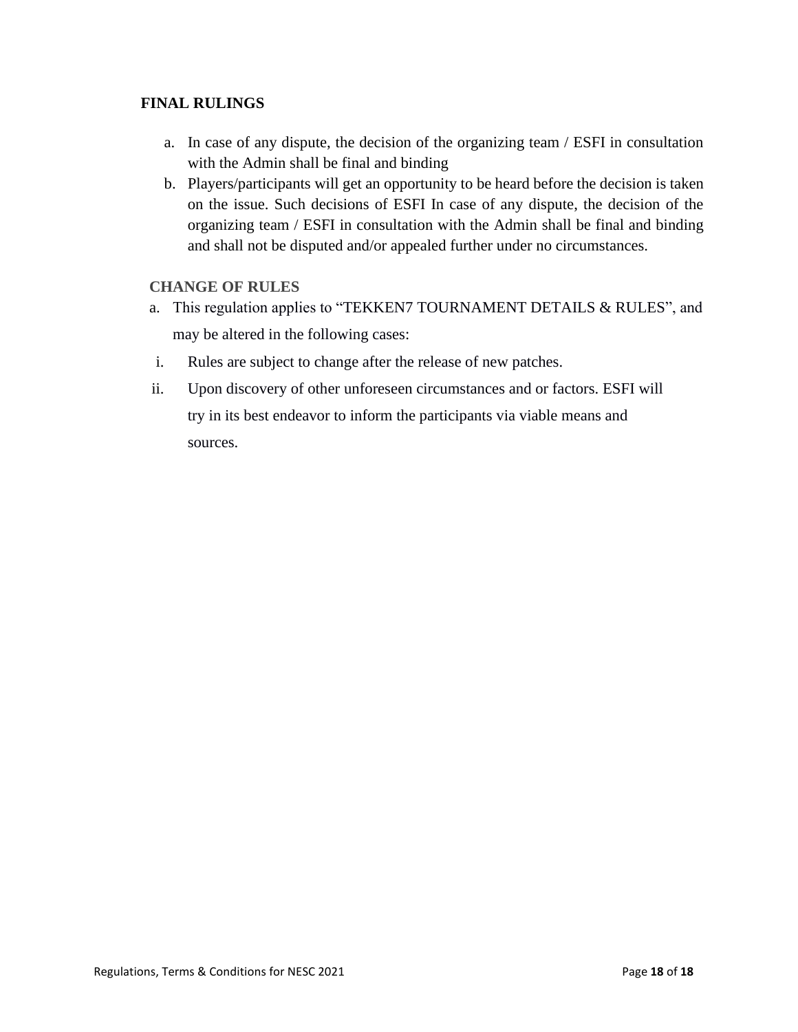## FINAL RULINGS

a. In case of any dispute, the decision of the organizing team / ESFI in consultation with the Admin shall be final and binding

b. Players/participants will get an opportunity to be heard before the decision is taken on the issue. Such decisions of ESFI In case of any dispute, the decision of the organizing team / ESFI in consultation with the Admin shall be final and binding and shall not be disputed and/or appealed further under no circumstances.

## CHANGE OF RULES

a. This regulation applies to "TEKKEN7 TOURNAMENT DETAILS & RULES", and may be altered in the following cases:

i. Rules are subject to change after the release of new patches.

ii. Upon discovery of other unforeseen circumstances and or factors. ESFI will try in its best endeavor to inform the participants via viable means and sources.